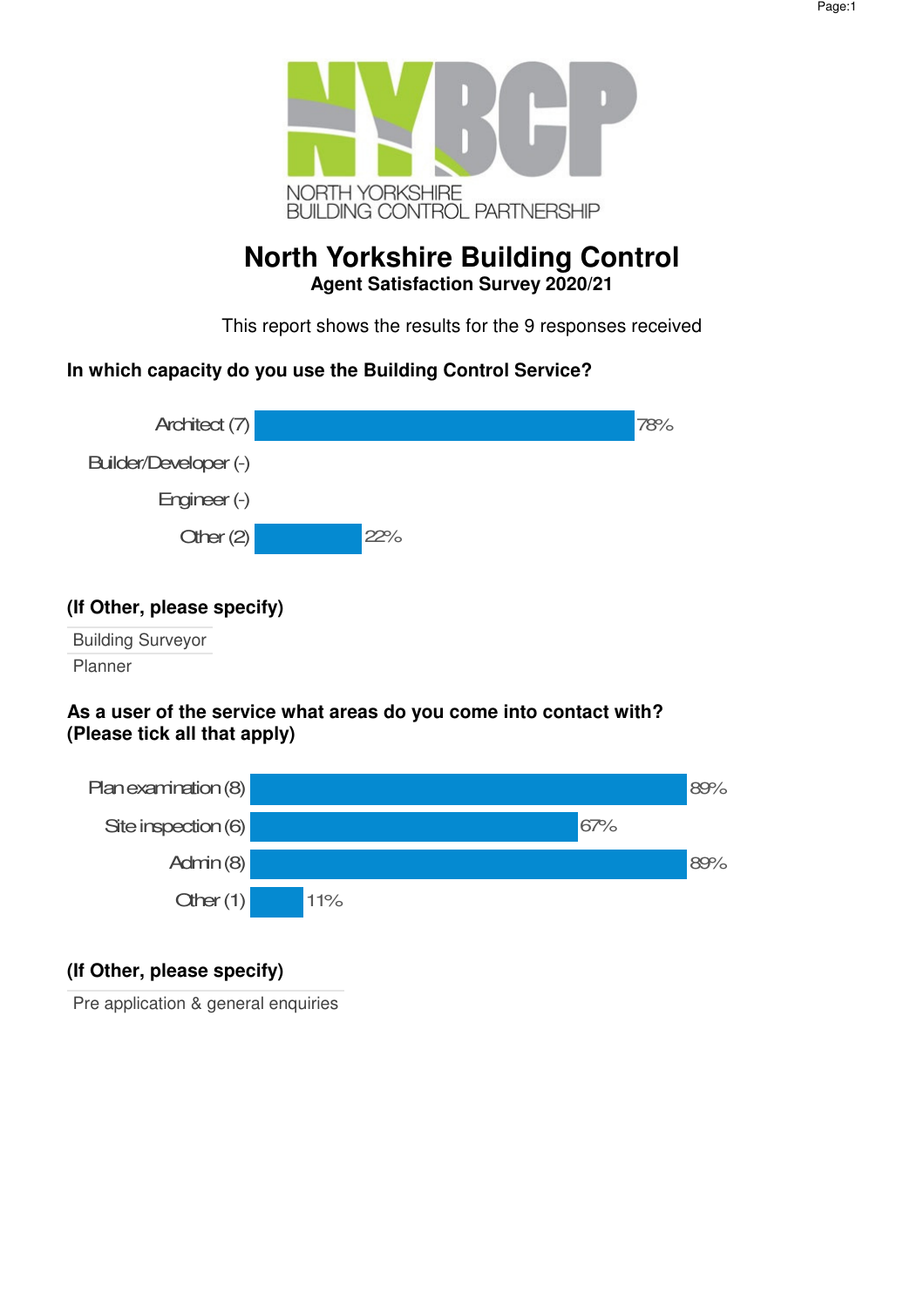NORTH YORKSHIRE
BUILDING CONTROL PARTNERSHIP

# North Yorkshire Building Control

**Agent Satisfaction Survey 2020/21**

This report shows the results for the 9 responses received

### In which capacity do you use the Building Control Service?

| Option | Percentage |
|---|---|
| Architect (7) | 78% |
| Builder/Developer (-) | |
| Engineer (-) | |
| Other (2) | 22% |

### (If Other, please specify)

- Building Surveyor
- Planner

### As a user of the service what areas do you come into contact with? (Please tick all that apply)

| Option | Percentage |
|---|---|
| Plan examination (8) | 89% |
| Site inspection (6) | 67% |
| Admin (8) | 89% |
| Other (1) | 11% |

### (If Other, please specify)

- Pre application & general enquiries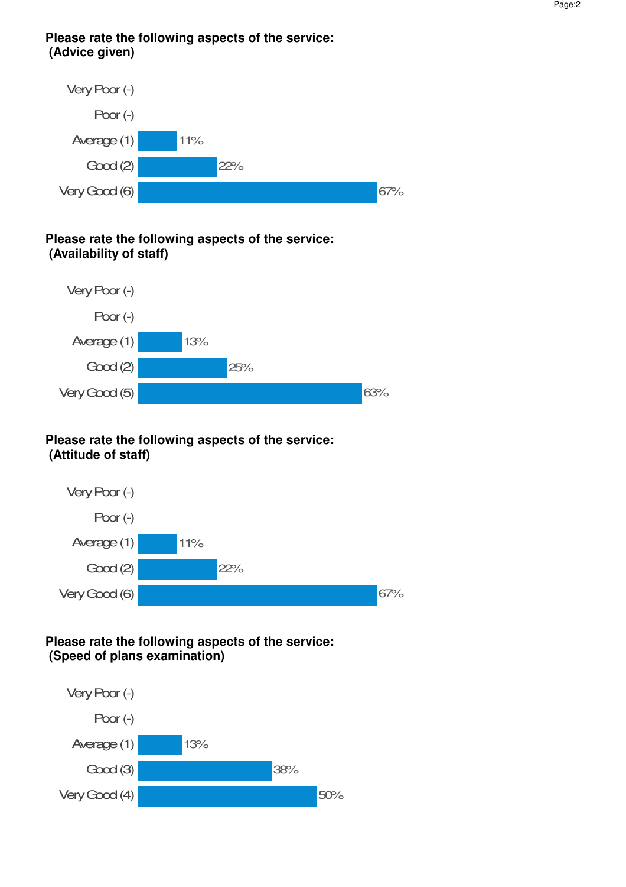### Please rate the following aspects of the service: (Advice given)

| Rating | Percentage |
|---|---|
| Very Poor (-) | |
| Poor (-) | |
| Average (1) | 11% |
| Good (2) | 22% |
| Very Good (6) | 67% |

### Please rate the following aspects of the service: (Availability of staff)

| Rating | Percentage |
|---|---|
| Very Poor (-) | |
| Poor (-) | |
| Average (1) | 13% |
| Good (2) | 25% |
| Very Good (5) | 63% |

### Please rate the following aspects of the service: (Attitude of staff)

| Rating | Percentage |
|---|---|
| Very Poor (-) | |
| Poor (-) | |
| Average (1) | 11% |
| Good (2) | 22% |
| Very Good (6) | 67% |

### Please rate the following aspects of the service: (Speed of plans examination)

| Rating | Percentage |
|---|---|
| Very Poor (-) | |
| Poor (-) | |
| Average (1) | 13% |
| Good (3) | 38% |
| Very Good (4) | 50% |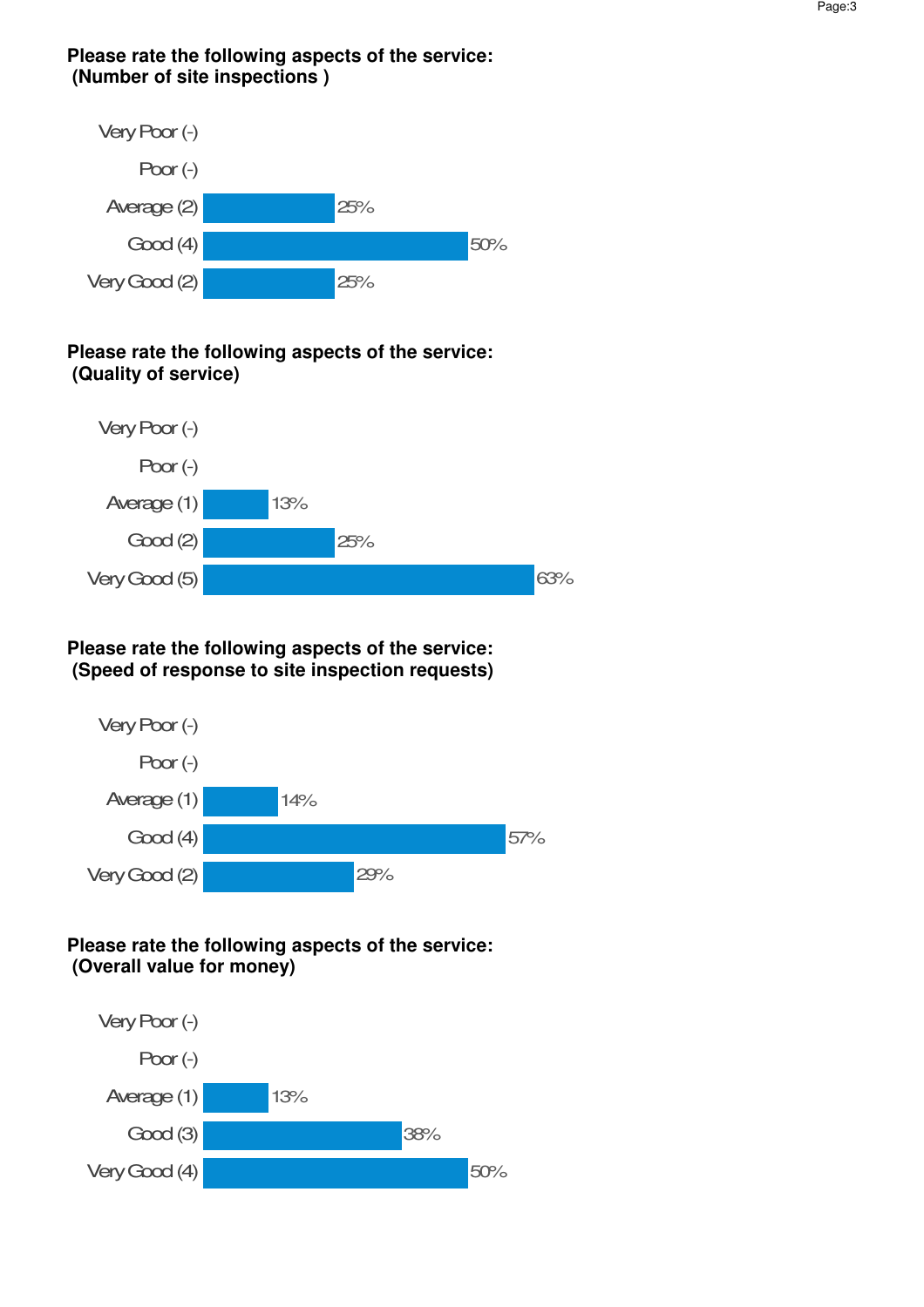**Please rate the following aspects of the service: (Number of site inspections )**

| Rating | Percentage |
|---|---|
| Very Poor (-) | |
| Poor (-) | |
| Average (2) | 25% |
| Good (4) | 50% |
| Very Good (2) | 25% |

**Please rate the following aspects of the service: (Quality of service)**

| Rating | Percentage |
|---|---|
| Very Poor (-) | |
| Poor (-) | |
| Average (1) | 13% |
| Good (2) | 25% |
| Very Good (5) | 63% |

**Please rate the following aspects of the service: (Speed of response to site inspection requests)**

| Rating | Percentage |
|---|---|
| Very Poor (-) | |
| Poor (-) | |
| Average (1) | 14% |
| Good (4) | 57% |
| Very Good (2) | 29% |

**Please rate the following aspects of the service: (Overall value for money)**

| Rating | Percentage |
|---|---|
| Very Poor (-) | |
| Poor (-) | |
| Average (1) | 13% |
| Good (3) | 38% |
| Very Good (4) | 50% |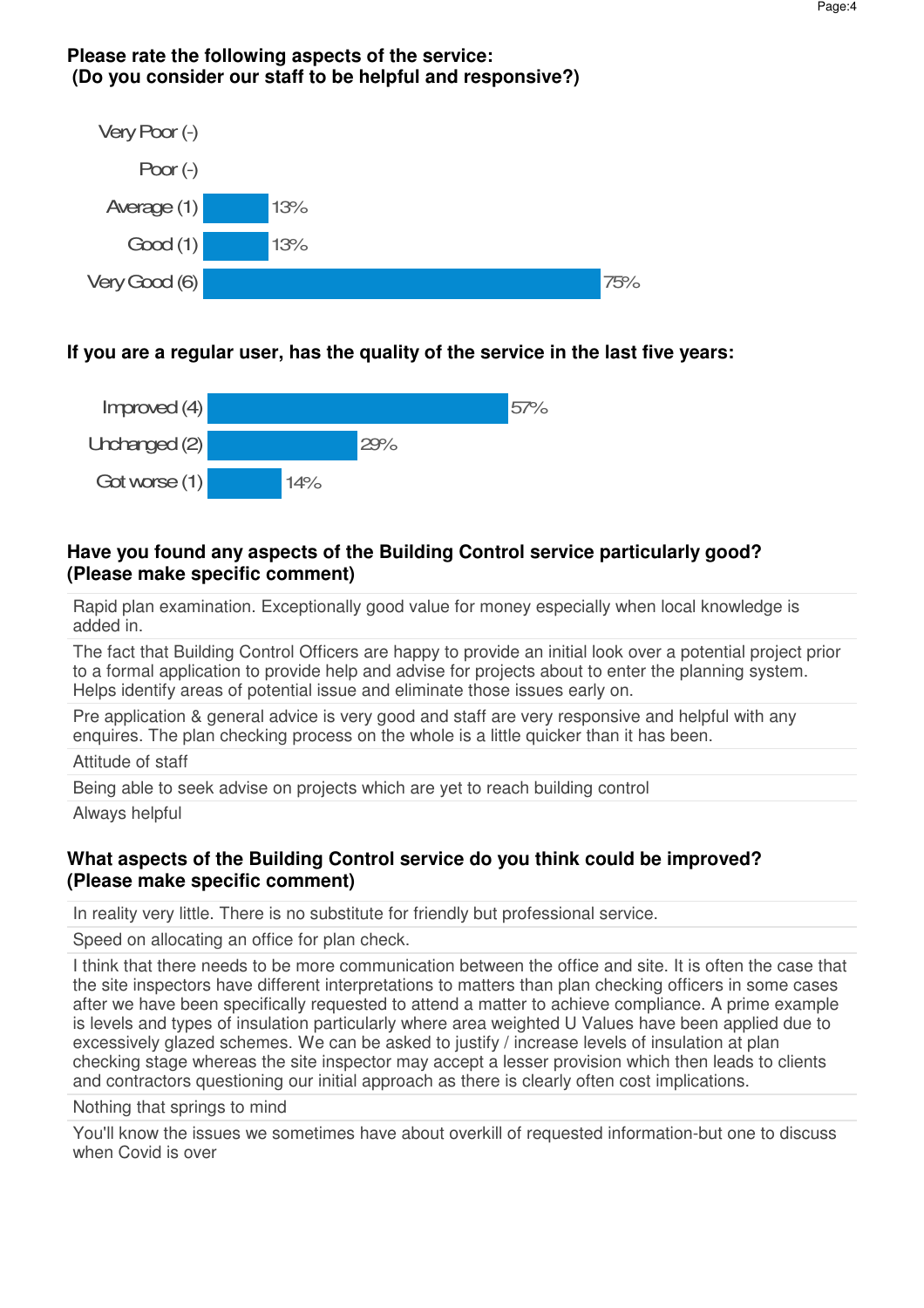**Please rate the following aspects of the service:**
**(Do you consider our staff to be helpful and responsive?)**

| Rating | Percentage |
|---|---|
| Very Poor (-) | |
| Poor (-) | |
| Average (1) | 13% |
| Good (1) | 13% |
| Very Good (6) | 75% |

**If you are a regular user, has the quality of the service in the last five years:**

| Response | Percentage |
|---|---|
| Improved (4) | 57% |
| Unchanged (2) | 29% |
| Got worse (1) | 14% |

**Have you found any aspects of the Building Control service particularly good? (Please make specific comment)**

- Rapid plan examination. Exceptionally good value for money especially when local knowledge is added in.
- The fact that Building Control Officers are happy to provide an initial look over a potential project prior to a formal application to provide help and advise for projects about to enter the planning system. Helps identify areas of potential issue and eliminate those issues early on.
- Pre application & general advice is very good and staff are very responsive and helpful with any enquires. The plan checking process on the whole is a little quicker than it has been.
- Attitude of staff
- Being able to seek advise on projects which are yet to reach building control
- Always helpful

**What aspects of the Building Control service do you think could be improved? (Please make specific comment)**

- In reality very little. There is no substitute for friendly but professional service.
- Speed on allocating an office for plan check.
- I think that there needs to be more communication between the office and site. It is often the case that the site inspectors have different interpretations to matters than plan checking officers in some cases after we have been specifically requested to attend a matter to achieve compliance. A prime example is levels and types of insulation particularly where area weighted U Values have been applied due to excessively glazed schemes. We can be asked to justify / increase levels of insulation at plan checking stage whereas the site inspector may accept a lesser provision which then leads to clients and contractors questioning our initial approach as there is clearly often cost implications.
- Nothing that springs to mind
- You'll know the issues we sometimes have about overkill of requested information-but one to discuss when Covid is over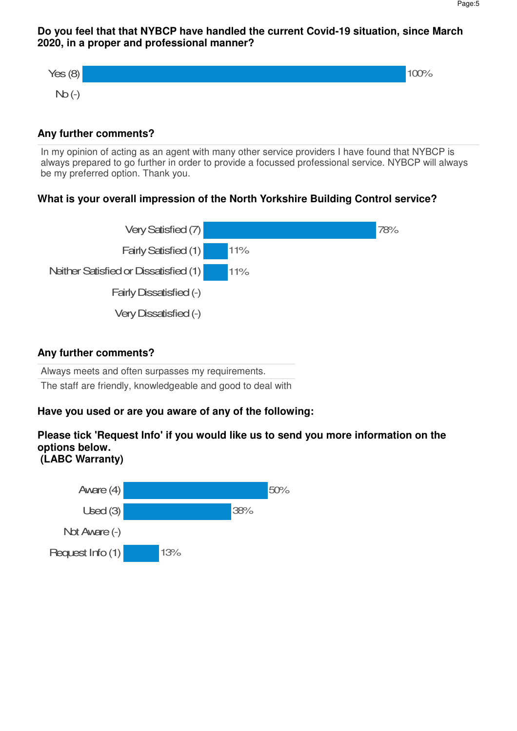**Do you feel that that NYBCP have handled the current Covid-19 situation, since March 2020, in a proper and professional manner?**

| Response | Percentage |
| --- | --- |
| Yes (8) | 100% |
| No (-) | |

**Any further comments?**

In my opinion of acting as an agent with many other service providers I have found that NYBCP is always prepared to go further in order to provide a focussed professional service. NYBCP will always be my preferred option. Thank you.

**What is your overall impression of the North Yorkshire Building Control service?**

| Response | Percentage |
| --- | --- |
| Very Satisfied (7) | 78% |
| Fairly Satisfied (1) | 11% |
| Neither Satisfied or Dissatisfied (1) | 11% |
| Fairly Dissatisfied (-) | |
| Very Dissatisfied (-) | |

**Any further comments?**

Always meets and often surpasses my requirements.

The staff are friendly, knowledgeable and good to deal with

**Have you used or are you aware of any of the following:**

**Please tick 'Request Info' if you would like us to send you more information on the options below.**
**(LABC Warranty)**

| Response | Percentage |
| --- | --- |
| Aware (4) | 50% |
| Used (3) | 38% |
| Not Aware (-) | |
| Request Info (1) | 13% |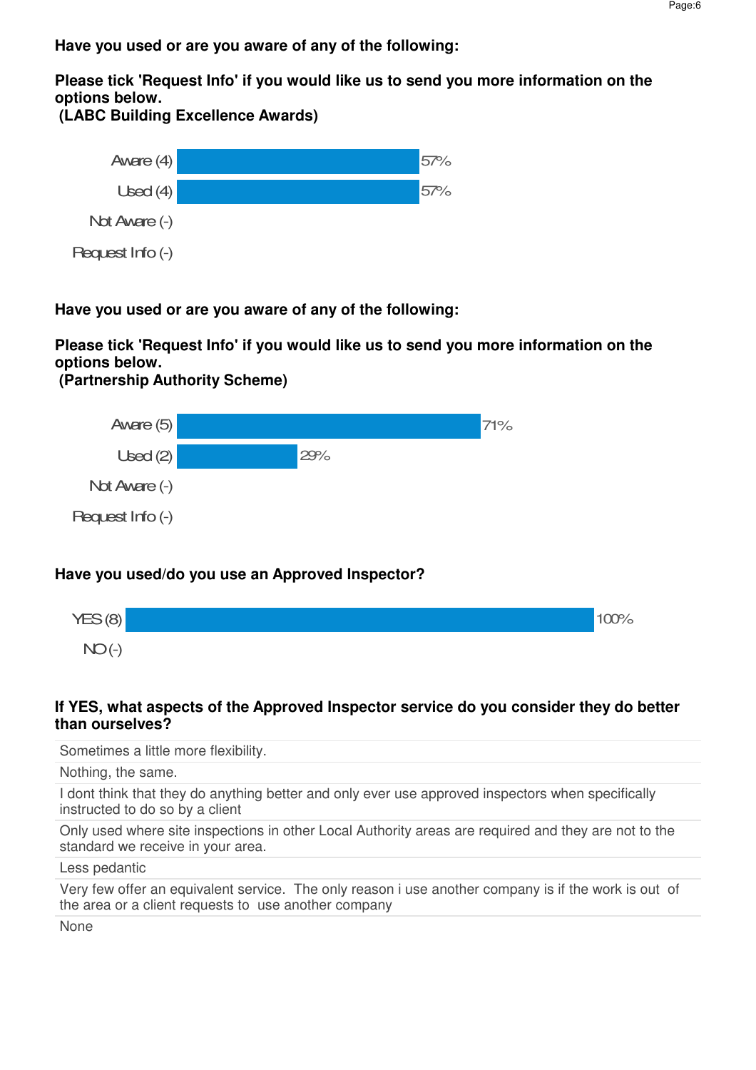**Have you used or are you aware of any of the following:**

**Please tick 'Request Info' if you would like us to send you more information on the options below.**
**(LABC Building Excellence Awards)**

| Response | Percentage |
|---|---|
| Aware (4) | 57% |
| Used (4) | 57% |
| Not Aware (-) | |
| Request Info (-) | |

**Have you used or are you aware of any of the following:**

**Please tick 'Request Info' if you would like us to send you more information on the options below.**
**(Partnership Authority Scheme)**

| Response | Percentage |
|---|---|
| Aware (5) | 71% |
| Used (2) | 29% |
| Not Aware (-) | |
| Request Info (-) | |

**Have you used/do you use an Approved Inspector?**

| Response | Percentage |
|---|---|
| YES (8) | 100% |
| NO (-) | |

**If YES, what aspects of the Approved Inspector service do you consider they do better than ourselves?**

| |
|---|
| Sometimes a little more flexibility. |
| Nothing, the same. |
| I dont think that they do anything better and only ever use approved inspectors when specifically instructed to do so by a client |
| Only used where site inspections in other Local Authority areas are required and they are not to the standard we receive in your area. |
| Less pedantic |
| Very few offer an equivalent service. The only reason i use another company is if the work is out of the area or a client requests to use another company |
| None |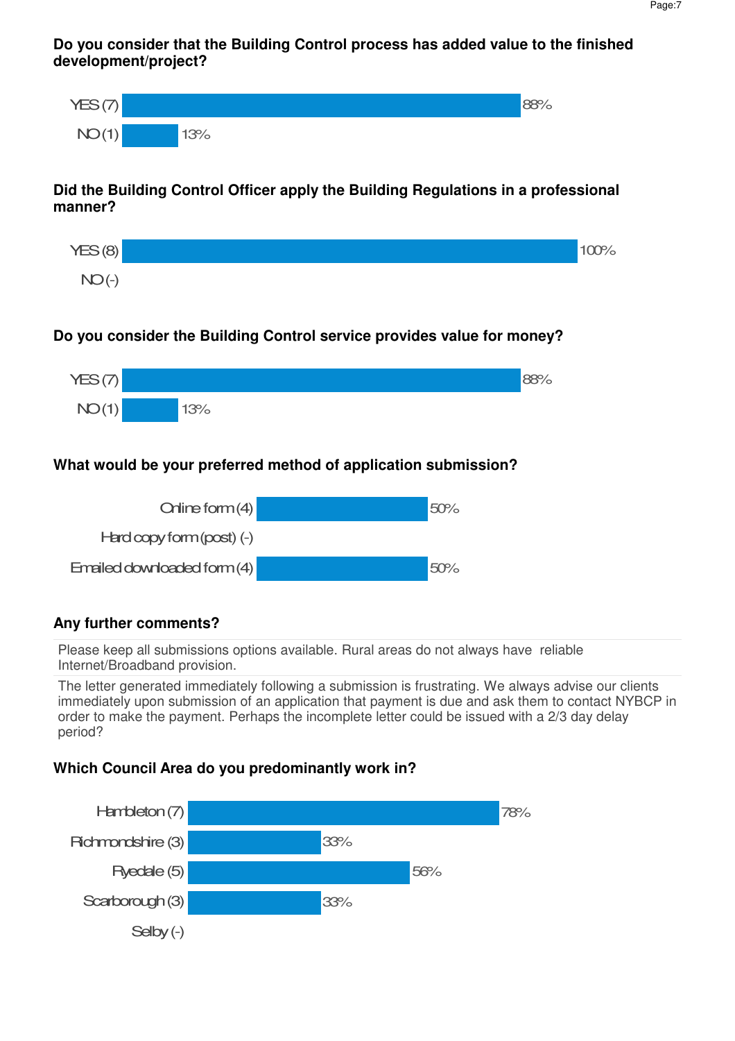### Do you consider that the Building Control process has added value to the finished development/project?

| Response | Percentage |
|---|---|
| YES (7) | 88% |
| NO (1) | 13% |

### Did the Building Control Officer apply the Building Regulations in a professional manner?

| Response | Percentage |
|---|---|
| YES (8) | 100% |
| NO (-) | |

### Do you consider the Building Control service provides value for money?

| Response | Percentage |
|---|---|
| YES (7) | 88% |
| NO (1) | 13% |

### What would be your preferred method of application submission?

| Response | Percentage |
|---|---|
| Online form (4) | 50% |
| Hard copy form (post) (-) | |
| Emailed downloaded form (4) | 50% |

### Any further comments?

Please keep all submissions options available. Rural areas do not always have reliable Internet/Broadband provision.

The letter generated immediately following a submission is frustrating. We always advise our clients immediately upon submission of an application that payment is due and ask them to contact NYBCP in order to make the payment. Perhaps the incomplete letter could be issued with a 2/3 day delay period?

### Which Council Area do you predominantly work in?

| Council Area | Percentage |
|---|---|
| Hambleton (7) | 78% |
| Richmondshire (3) | 33% |
| Ryedale (5) | 56% |
| Scarborough (3) | 33% |
| Selby (-) | |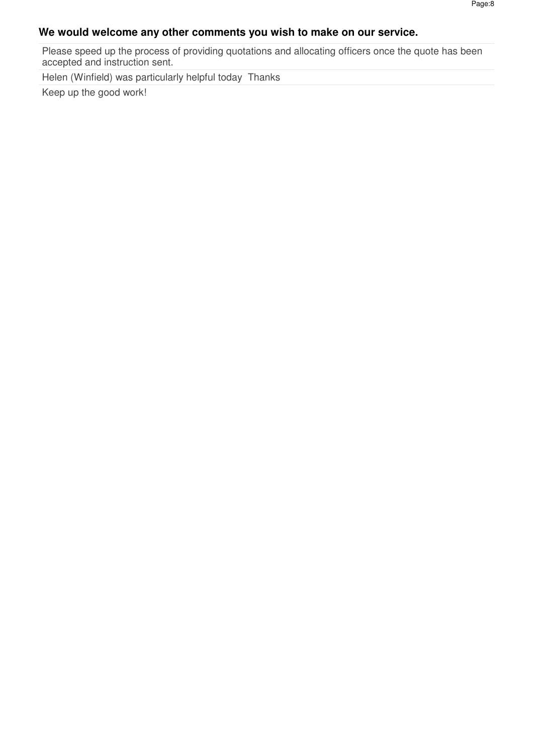### We would welcome any other comments you wish to make on our service.

Please speed up the process of providing quotations and allocating officers once the quote has been accepted and instruction sent.

Helen (Winfield) was particularly helpful today  Thanks

Keep up the good work!